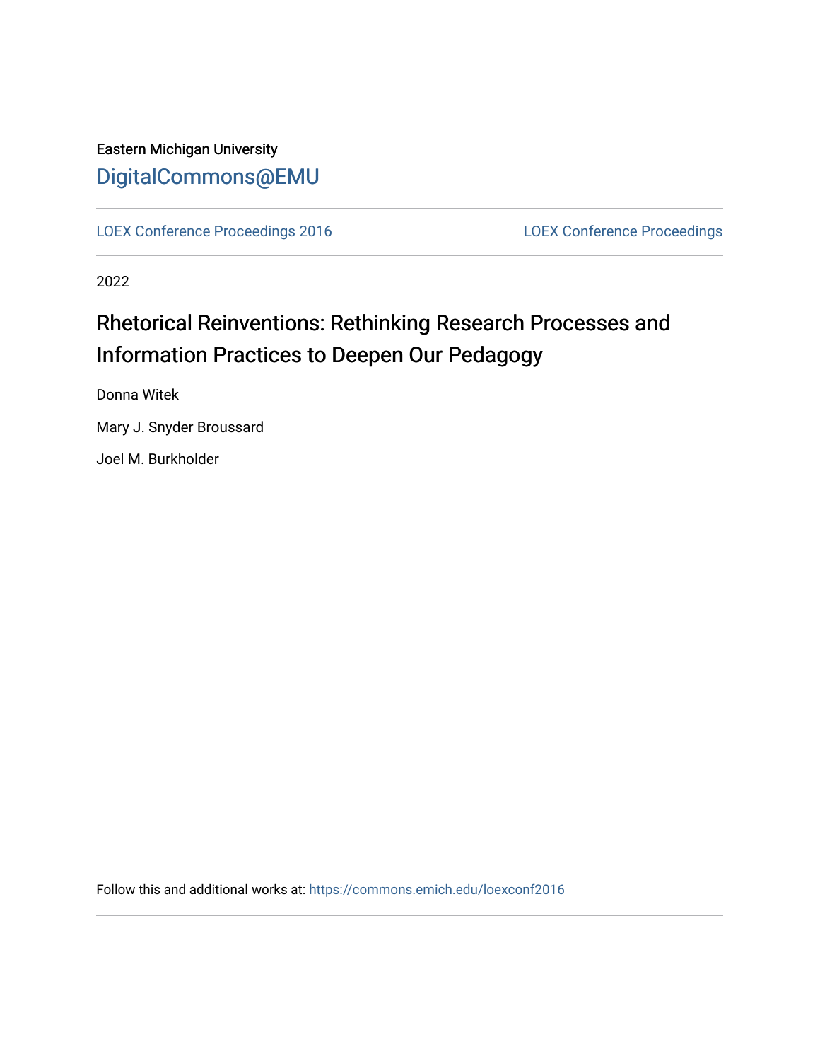Eastern Michigan University

DigitalCommons@EMU

LOEX Conference Proceedings 2016 | LOEX Conference Proceedings

2022

# Rhetorical Reinventions: Rethinking Research Processes and Information Practices to Deepen Our Pedagogy

Donna Witek

Mary J. Snyder Broussard

Joel M. Burkholder

Follow this and additional works at: https://commons.emich.edu/loexconf2016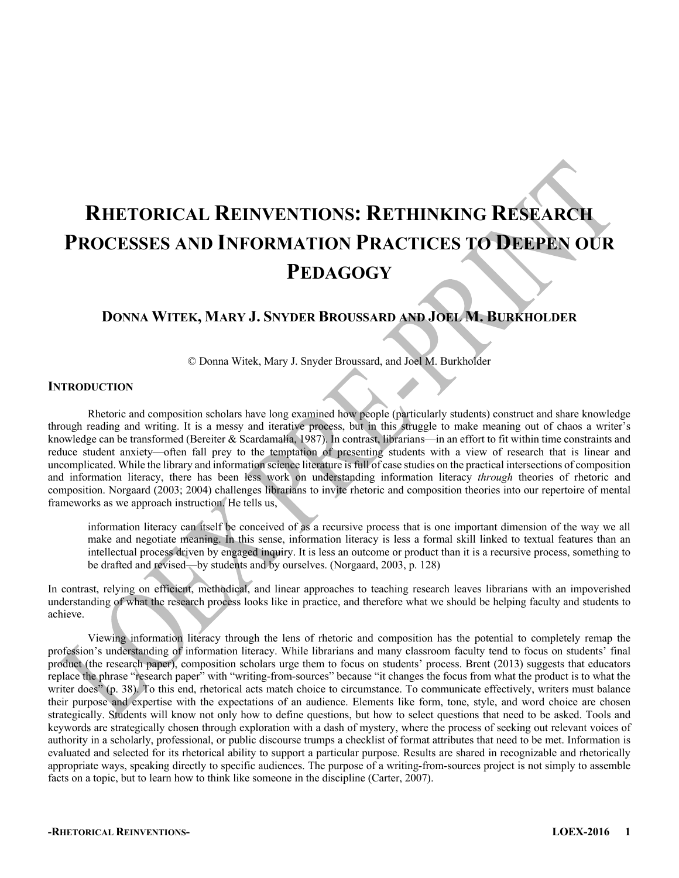# RHETORICAL REINVENTIONS: RETHINKING RESEARCH PROCESSES AND INFORMATION PRACTICES TO DEEPEN OUR PEDAGOGY

### DONNA WITEK, MARY J. SNYDER BROUSSARD AND JOEL M. BURKHOLDER

© Donna Witek, Mary J. Snyder Broussard, and Joel M. Burkholder

## INTRODUCTION

Rhetoric and composition scholars have long examined how people (particularly students) construct and share knowledge through reading and writing. It is a messy and iterative process, but in this struggle to make meaning out of chaos a writer's knowledge can be transformed (Bereiter & Scardamalia, 1987). In contrast, librarians—in an effort to fit within time constraints and reduce student anxiety—often fall prey to the temptation of presenting students with a view of research that is linear and uncomplicated. While the library and information science literature is full of case studies on the practical intersections of composition and information literacy, there has been less work on understanding information literacy *through* theories of rhetoric and composition. Norgaard (2003; 2004) challenges librarians to invite rhetoric and composition theories into our repertoire of mental frameworks as we approach instruction. He tells us,

> information literacy can itself be conceived of as a recursive process that is one important dimension of the way we all make and negotiate meaning. In this sense, information literacy is less a formal skill linked to textual features than an intellectual process driven by engaged inquiry. It is less an outcome or product than it is a recursive process, something to be drafted and revised—by students and by ourselves. (Norgaard, 2003, p. 128)

In contrast, relying on efficient, methodical, and linear approaches to teaching research leaves librarians with an impoverished understanding of what the research process looks like in practice, and therefore what we should be helping faculty and students to achieve.

Viewing information literacy through the lens of rhetoric and composition has the potential to completely remap the profession's understanding of information literacy. While librarians and many classroom faculty tend to focus on students' final product (the research paper), composition scholars urge them to focus on students' process. Brent (2013) suggests that educators replace the phrase "research paper" with "writing-from-sources" because "it changes the focus from what the product is to what the writer does" (p. 38). To this end, rhetorical acts match choice to circumstance. To communicate effectively, writers must balance their purpose and expertise with the expectations of an audience. Elements like form, tone, style, and word choice are chosen strategically. Students will know not only how to define questions, but how to select questions that need to be asked. Tools and keywords are strategically chosen through exploration with a dash of mystery, where the process of seeking out relevant voices of authority in a scholarly, professional, or public discourse trumps a checklist of format attributes that need to be met. Information is evaluated and selected for its rhetorical ability to support a particular purpose. Results are shared in recognizable and rhetorically appropriate ways, speaking directly to specific audiences. The purpose of a writing-from-sources project is not simply to assemble facts on a topic, but to learn how to think like someone in the discipline (Carter, 2007).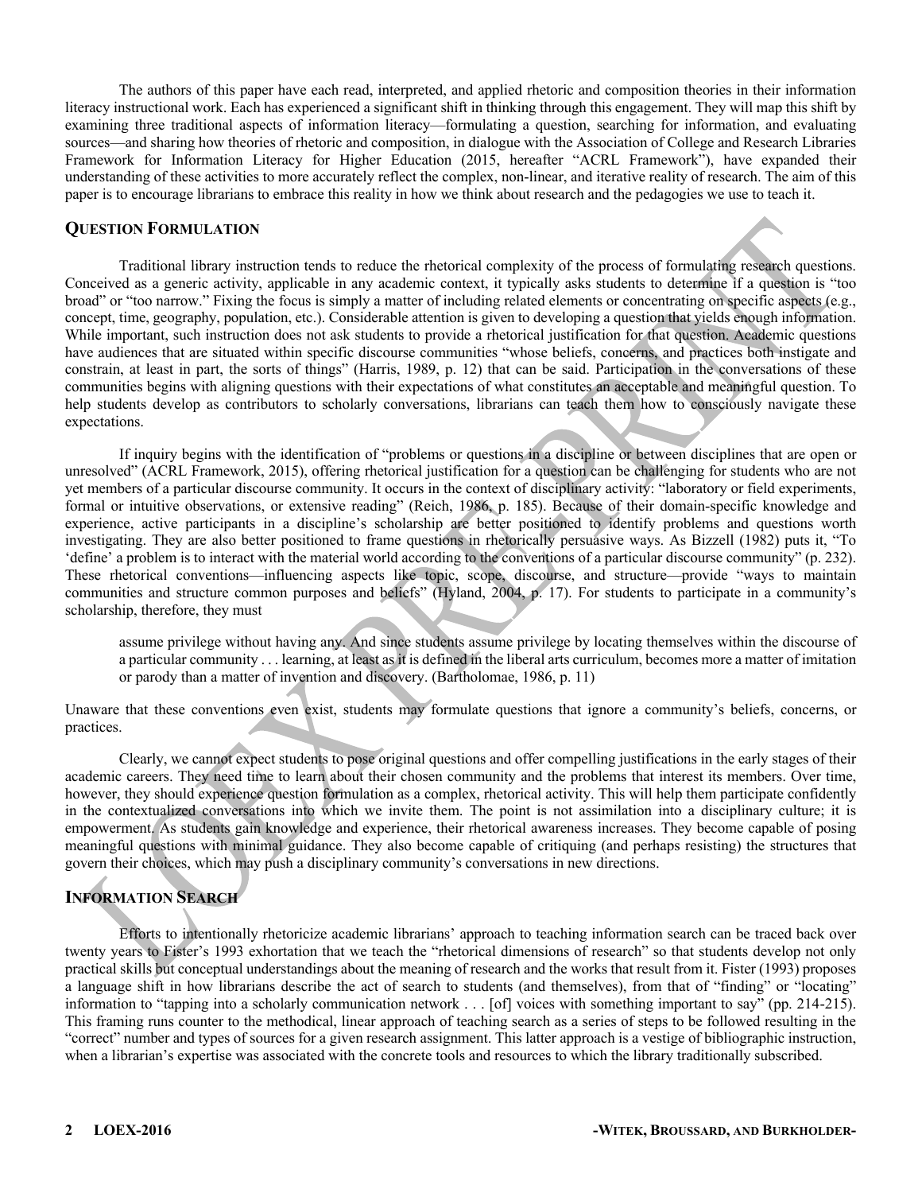The authors of this paper have each read, interpreted, and applied rhetoric and composition theories in their information literacy instructional work. Each has experienced a significant shift in thinking through this engagement. They will map this shift by examining three traditional aspects of information literacy—formulating a question, searching for information, and evaluating sources—and sharing how theories of rhetoric and composition, in dialogue with the Association of College and Research Libraries Framework for Information Literacy for Higher Education (2015, hereafter "ACRL Framework"), have expanded their understanding of these activities to more accurately reflect the complex, non-linear, and iterative reality of research. The aim of this paper is to encourage librarians to embrace this reality in how we think about research and the pedagogies we use to teach it.

## Question Formulation

Traditional library instruction tends to reduce the rhetorical complexity of the process of formulating research questions. Conceived as a generic activity, applicable in any academic context, it typically asks students to determine if a question is "too broad" or "too narrow." Fixing the focus is simply a matter of including related elements or concentrating on specific aspects (e.g., concept, time, geography, population, etc.). Considerable attention is given to developing a question that yields enough information. While important, such instruction does not ask students to provide a rhetorical justification for that question. Academic questions have audiences that are situated within specific discourse communities "whose beliefs, concerns, and practices both instigate and constrain, at least in part, the sorts of things" (Harris, 1989, p. 12) that can be said. Participation in the conversations of these communities begins with aligning questions with their expectations of what constitutes an acceptable and meaningful question. To help students develop as contributors to scholarly conversations, librarians can teach them how to consciously navigate these expectations.

If inquiry begins with the identification of "problems or questions in a discipline or between disciplines that are open or unresolved" (ACRL Framework, 2015), offering rhetorical justification for a question can be challenging for students who are not yet members of a particular discourse community. It occurs in the context of disciplinary activity: "laboratory or field experiments, formal or intuitive observations, or extensive reading" (Reich, 1986, p. 185). Because of their domain-specific knowledge and experience, active participants in a discipline's scholarship are better positioned to identify problems and questions worth investigating. They are also better positioned to frame questions in rhetorically persuasive ways. As Bizzell (1982) puts it, "To 'define' a problem is to interact with the material world according to the conventions of a particular discourse community" (p. 232). These rhetorical conventions—influencing aspects like topic, scope, discourse, and structure—provide "ways to maintain communities and structure common purposes and beliefs" (Hyland, 2004, p. 17). For students to participate in a community's scholarship, therefore, they must

> assume privilege without having any. And since students assume privilege by locating themselves within the discourse of a particular community . . . learning, at least as it is defined in the liberal arts curriculum, becomes more a matter of imitation or parody than a matter of invention and discovery. (Bartholomae, 1986, p. 11)

Unaware that these conventions even exist, students may formulate questions that ignore a community's beliefs, concerns, or practices.

Clearly, we cannot expect students to pose original questions and offer compelling justifications in the early stages of their academic careers. They need time to learn about their chosen community and the problems that interest its members. Over time, however, they should experience question formulation as a complex, rhetorical activity. This will help them participate confidently in the contextualized conversations into which we invite them. The point is not assimilation into a disciplinary culture; it is empowerment. As students gain knowledge and experience, their rhetorical awareness increases. They become capable of posing meaningful questions with minimal guidance. They also become capable of critiquing (and perhaps resisting) the structures that govern their choices, which may push a disciplinary community's conversations in new directions.

## Information Search

Efforts to intentionally rhetoricize academic librarians' approach to teaching information search can be traced back over twenty years to Fister's 1993 exhortation that we teach the "rhetorical dimensions of research" so that students develop not only practical skills but conceptual understandings about the meaning of research and the works that result from it. Fister (1993) proposes a language shift in how librarians describe the act of search to students (and themselves), from that of "finding" or "locating" information to "tapping into a scholarly communication network . . . [of] voices with something important to say" (pp. 214-215). This framing runs counter to the methodical, linear approach of teaching search as a series of steps to be followed resulting in the "correct" number and types of sources for a given research assignment. This latter approach is a vestige of bibliographic instruction, when a librarian's expertise was associated with the concrete tools and resources to which the library traditionally subscribed.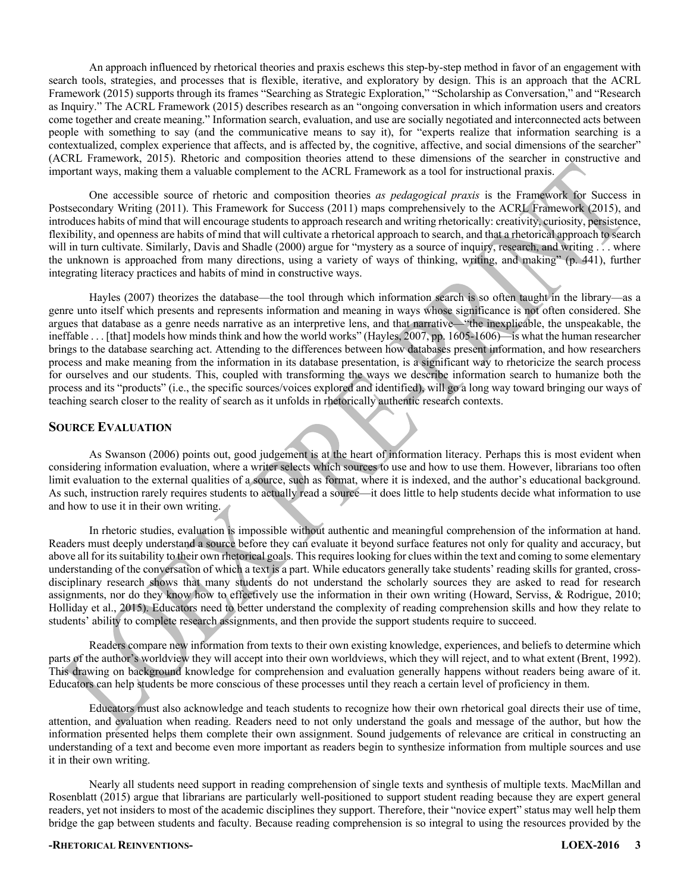An approach influenced by rhetorical theories and praxis eschews this step-by-step method in favor of an engagement with search tools, strategies, and processes that is flexible, iterative, and exploratory by design. This is an approach that the ACRL Framework (2015) supports through its frames "Searching as Strategic Exploration," "Scholarship as Conversation," and "Research as Inquiry." The ACRL Framework (2015) describes research as an "ongoing conversation in which information users and creators come together and create meaning." Information search, evaluation, and use are socially negotiated and interconnected acts between people with something to say (and the communicative means to say it), for "experts realize that information searching is a contextualized, complex experience that affects, and is affected by, the cognitive, affective, and social dimensions of the searcher" (ACRL Framework, 2015). Rhetoric and composition theories attend to these dimensions of the searcher in constructive and important ways, making them a valuable complement to the ACRL Framework as a tool for instructional praxis.

One accessible source of rhetoric and composition theories *as pedagogical praxis* is the Framework for Success in Postsecondary Writing (2011). This Framework for Success (2011) maps comprehensively to the ACRL Framework (2015), and introduces habits of mind that will encourage students to approach research and writing rhetorically: creativity, curiosity, persistence, flexibility, and openness are habits of mind that will cultivate a rhetorical approach to search, and that a rhetorical approach to search will in turn cultivate. Similarly, Davis and Shadle (2000) argue for "mystery as a source of inquiry, research, and writing . . . where the unknown is approached from many directions, using a variety of ways of thinking, writing, and making" (p. 441), further integrating literacy practices and habits of mind in constructive ways.

Hayles (2007) theorizes the database—the tool through which information search is so often taught in the library—as a genre unto itself which presents and represents information and meaning in ways whose significance is not often considered. She argues that database as a genre needs narrative as an interpretive lens, and that narrative—"the inexplicable, the unspeakable, the ineffable . . . [that] models how minds think and how the world works" (Hayles, 2007, pp. 1605-1606)—is what the human researcher brings to the database searching act. Attending to the differences between how databases present information, and how researchers process and make meaning from the information in its database presentation, is a significant way to rhetoricize the search process for ourselves and our students. This, coupled with transforming the ways we describe information search to humanize both the process and its "products" (i.e., the specific sources/voices explored and identified), will go a long way toward bringing our ways of teaching search closer to the reality of search as it unfolds in rhetorically authentic research contexts.

## Source Evaluation

As Swanson (2006) points out, good judgement is at the heart of information literacy. Perhaps this is most evident when considering information evaluation, where a writer selects which sources to use and how to use them. However, librarians too often limit evaluation to the external qualities of a source, such as format, where it is indexed, and the author's educational background. As such, instruction rarely requires students to actually read a source—it does little to help students decide what information to use and how to use it in their own writing.

In rhetoric studies, evaluation is impossible without authentic and meaningful comprehension of the information at hand. Readers must deeply understand a source before they can evaluate it beyond surface features not only for quality and accuracy, but above all for its suitability to their own rhetorical goals. This requires looking for clues within the text and coming to some elementary understanding of the conversation of which a text is a part. While educators generally take students' reading skills for granted, cross-disciplinary research shows that many students do not understand the scholarly sources they are asked to read for research assignments, nor do they know how to effectively use the information in their own writing (Howard, Serviss, & Rodrigue, 2010; Holliday et al., 2015). Educators need to better understand the complexity of reading comprehension skills and how they relate to students' ability to complete research assignments, and then provide the support students require to succeed.

Readers compare new information from texts to their own existing knowledge, experiences, and beliefs to determine which parts of the author's worldview they will accept into their own worldviews, which they will reject, and to what extent (Brent, 1992). This drawing on background knowledge for comprehension and evaluation generally happens without readers being aware of it. Educators can help students be more conscious of these processes until they reach a certain level of proficiency in them.

Educators must also acknowledge and teach students to recognize how their own rhetorical goal directs their use of time, attention, and evaluation when reading. Readers need to not only understand the goals and message of the author, but how the information presented helps them complete their own assignment. Sound judgements of relevance are critical in constructing an understanding of a text and become even more important as readers begin to synthesize information from multiple sources and use it in their own writing.

Nearly all students need support in reading comprehension of single texts and synthesis of multiple texts. MacMillan and Rosenblatt (2015) argue that librarians are particularly well-positioned to support student reading because they are expert general readers, yet not insiders to most of the academic disciplines they support. Therefore, their "novice expert" status may well help them bridge the gap between students and faculty. Because reading comprehension is so integral to using the resources provided by the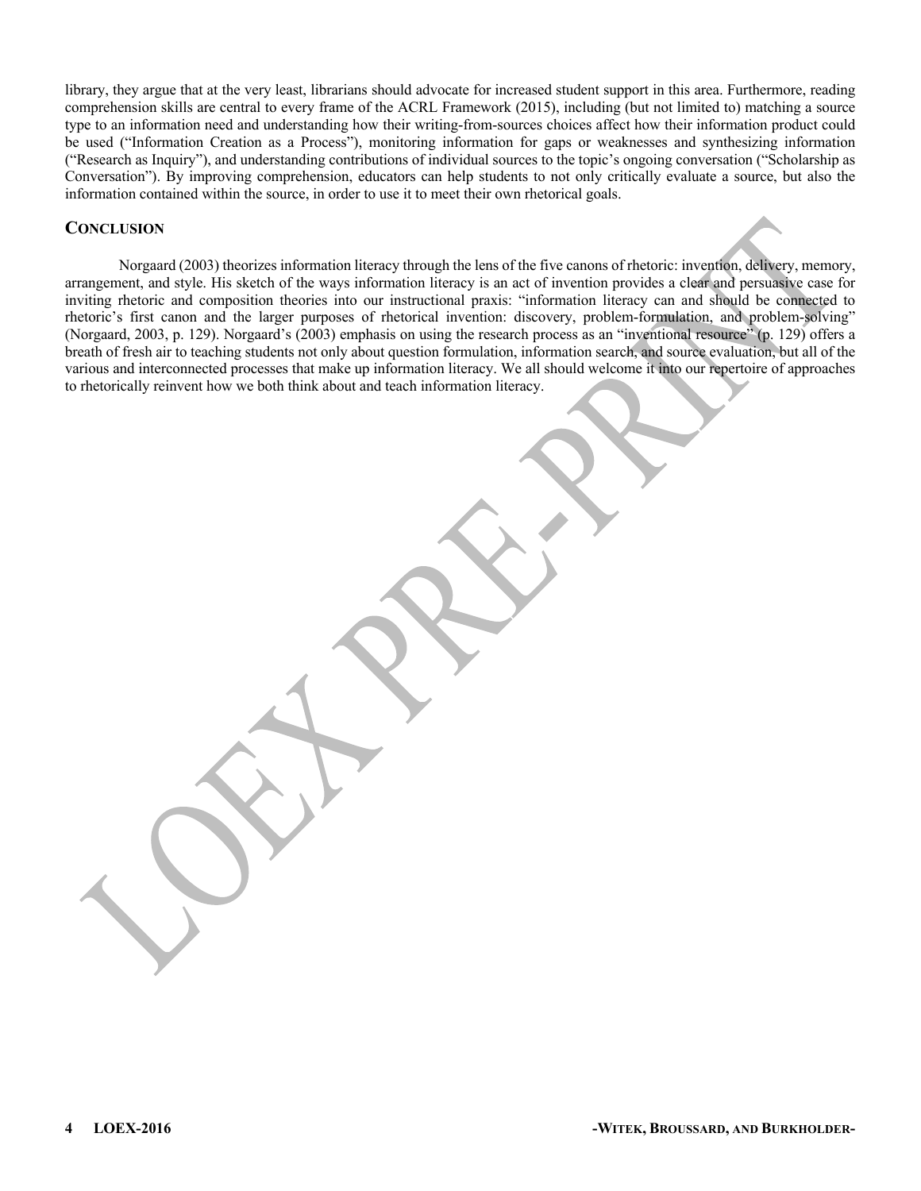library, they argue that at the very least, librarians should advocate for increased student support in this area. Furthermore, reading comprehension skills are central to every frame of the ACRL Framework (2015), including (but not limited to) matching a source type to an information need and understanding how their writing-from-sources choices affect how their information product could be used ("Information Creation as a Process"), monitoring information for gaps or weaknesses and synthesizing information ("Research as Inquiry"), and understanding contributions of individual sources to the topic's ongoing conversation ("Scholarship as Conversation"). By improving comprehension, educators can help students to not only critically evaluate a source, but also the information contained within the source, in order to use it to meet their own rhetorical goals.

## CONCLUSION

Norgaard (2003) theorizes information literacy through the lens of the five canons of rhetoric: invention, delivery, memory, arrangement, and style. His sketch of the ways information literacy is an act of invention provides a clear and persuasive case for inviting rhetoric and composition theories into our instructional praxis: "information literacy can and should be connected to rhetoric's first canon and the larger purposes of rhetorical invention: discovery, problem-formulation, and problem-solving" (Norgaard, 2003, p. 129). Norgaard's (2003) emphasis on using the research process as an "inventional resource" (p. 129) offers a breath of fresh air to teaching students not only about question formulation, information search, and source evaluation, but all of the various and interconnected processes that make up information literacy. We all should welcome it into our repertoire of approaches to rhetorically reinvent how we both think about and teach information literacy.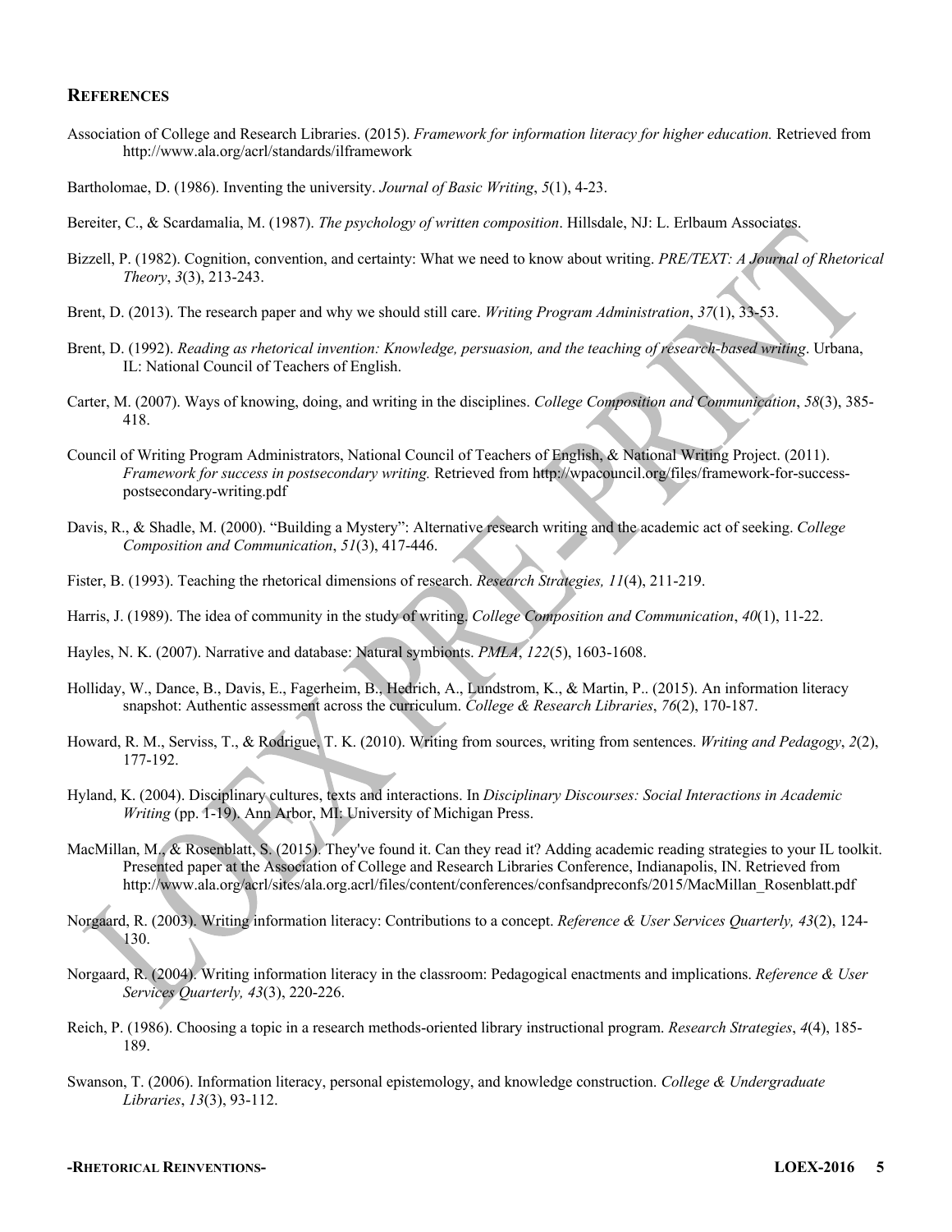## REFERENCES

Association of College and Research Libraries. (2015). *Framework for information literacy for higher education.* Retrieved from http://www.ala.org/acrl/standards/ilframework

Bartholomae, D. (1986). Inventing the university. *Journal of Basic Writing*, *5*(1), 4-23.

Bereiter, C., & Scardamalia, M. (1987). *The psychology of written composition*. Hillsdale, NJ: L. Erlbaum Associates.

Bizzell, P. (1982). Cognition, convention, and certainty: What we need to know about writing. *PRE/TEXT: A Journal of Rhetorical Theory*, *3*(3), 213-243.

Brent, D. (2013). The research paper and why we should still care. *Writing Program Administration*, *37*(1), 33-53.

Brent, D. (1992). *Reading as rhetorical invention: Knowledge, persuasion, and the teaching of research-based writing*. Urbana, IL: National Council of Teachers of English.

Carter, M. (2007). Ways of knowing, doing, and writing in the disciplines. *College Composition and Communication*, *58*(3), 385-418.

Council of Writing Program Administrators, National Council of Teachers of English, & National Writing Project. (2011). *Framework for success in postsecondary writing.* Retrieved from http://wpacouncil.org/files/framework-for-success-postsecondary-writing.pdf

Davis, R., & Shadle, M. (2000). "Building a Mystery": Alternative research writing and the academic act of seeking. *College Composition and Communication*, *51*(3), 417-446.

Fister, B. (1993). Teaching the rhetorical dimensions of research. *Research Strategies, 11*(4), 211-219.

Harris, J. (1989). The idea of community in the study of writing. *College Composition and Communication*, *40*(1), 11-22.

Hayles, N. K. (2007). Narrative and database: Natural symbionts. *PMLA*, *122*(5), 1603-1608.

Holliday, W., Dance, B., Davis, E., Fagerheim, B., Hedrich, A., Lundstrom, K., & Martin, P.. (2015). An information literacy snapshot: Authentic assessment across the curriculum. *College & Research Libraries*, *76*(2), 170-187.

Howard, R. M., Serviss, T., & Rodrigue, T. K. (2010). Writing from sources, writing from sentences. *Writing and Pedagogy*, *2*(2), 177-192.

Hyland, K. (2004). Disciplinary cultures, texts and interactions. In *Disciplinary Discourses: Social Interactions in Academic Writing* (pp. 1-19). Ann Arbor, MI: University of Michigan Press.

MacMillan, M., & Rosenblatt, S. (2015). They've found it. Can they read it? Adding academic reading strategies to your IL toolkit. Presented paper at the Association of College and Research Libraries Conference, Indianapolis, IN. Retrieved from http://www.ala.org/acrl/sites/ala.org.acrl/files/content/conferences/confsandpreconfs/2015/MacMillan_Rosenblatt.pdf

Norgaard, R. (2003). Writing information literacy: Contributions to a concept. *Reference & User Services Quarterly, 43*(2), 124-130.

Norgaard, R. (2004). Writing information literacy in the classroom: Pedagogical enactments and implications. *Reference & User Services Quarterly, 43*(3), 220-226.

Reich, P. (1986). Choosing a topic in a research methods-oriented library instructional program. *Research Strategies*, *4*(4), 185-189.

Swanson, T. (2006). Information literacy, personal epistemology, and knowledge construction. *College & Undergraduate Libraries*, *13*(3), 93-112.